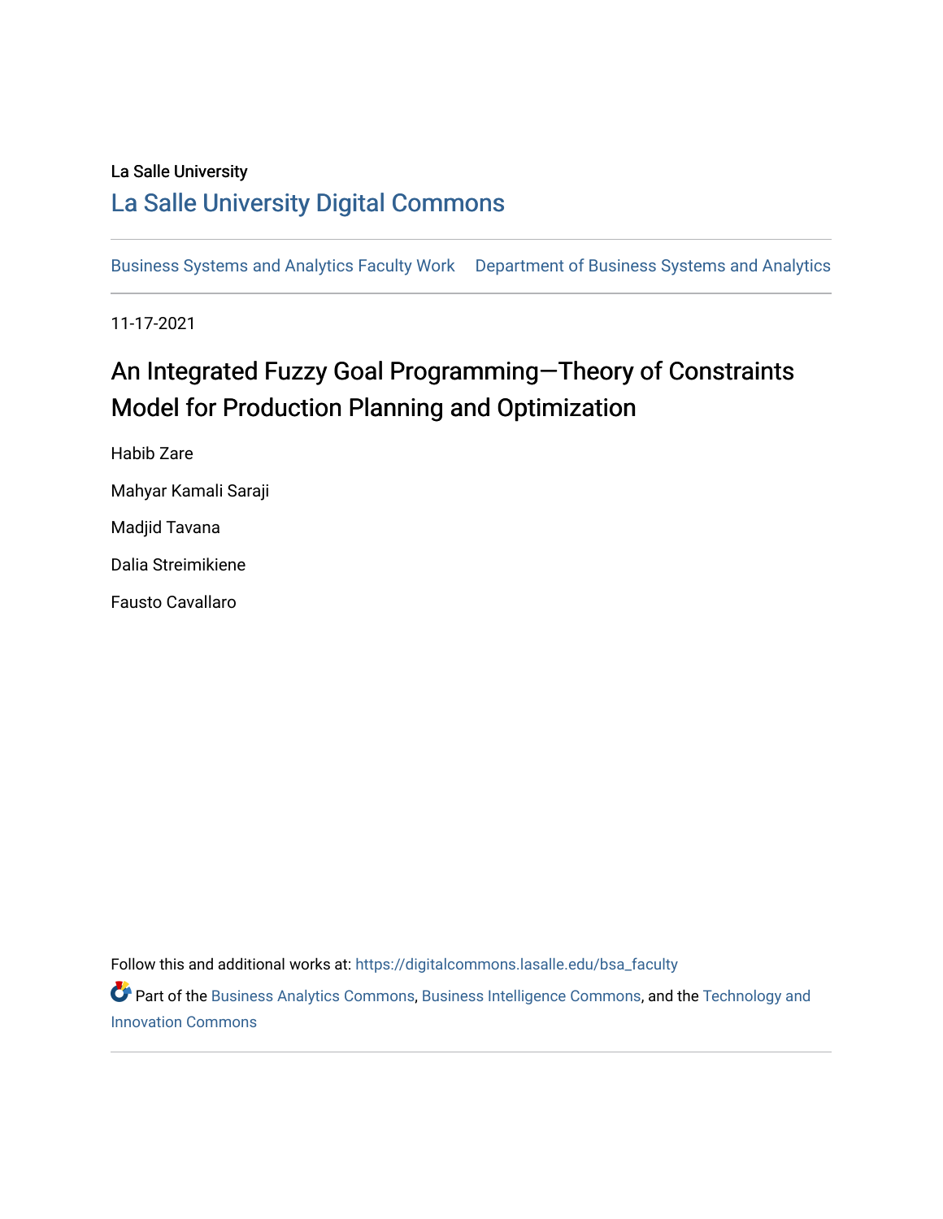La Salle University

## La Salle University Digital Commons

Business Systems and Analytics Faculty Work    Department of Business Systems and Analytics

11-17-2021

# An Integrated Fuzzy Goal Programming—Theory of Constraints Model for Production Planning and Optimization

Habib Zare

Mahyar Kamali Saraji

Madjid Tavana

Dalia Streimikiene

Fausto Cavallaro

Follow this and additional works at: https://digitalcommons.lasalle.edu/bsa_faculty

Part of the Business Analytics Commons, Business Intelligence Commons, and the Technology and Innovation Commons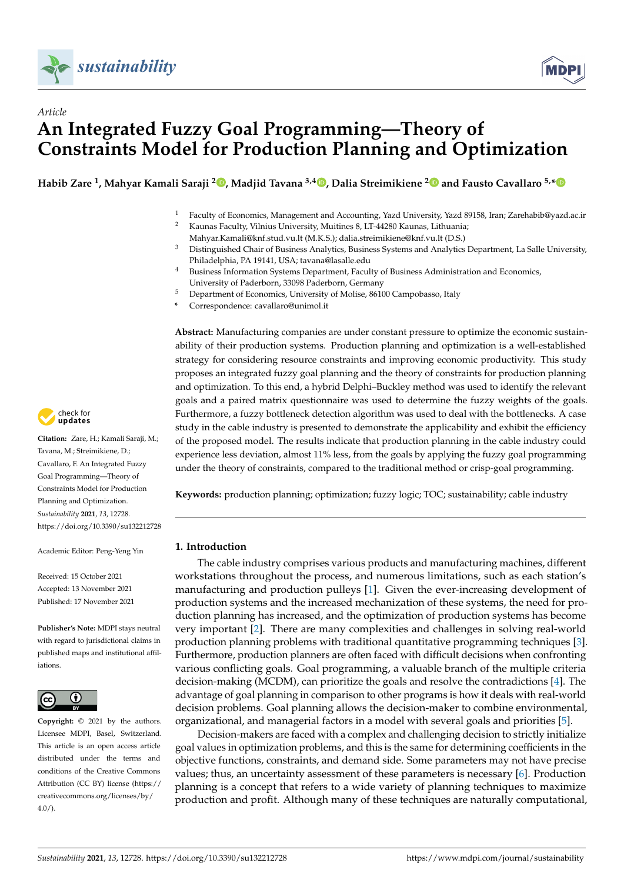# An Integrated Fuzzy Goal Programming—Theory of Constraints Model for Production Planning and Optimization

**Habib Zare [1], Mahyar Kamali Saraji [2], Madjid Tavana [3,4], Dalia Streimikiene [2] and Fausto Cavallaro [5,*]**

[1] Faculty of Economics, Management and Accounting, Yazd University, Yazd 89158, Iran; Zarehabib@yazd.ac.ir
[2] Kaunas Faculty, Vilnius University, Muitines 8, LT-44280 Kaunas, Lithuania; Mahyar.Kamali@knf.stud.vu.lt (M.K.S.); dalia.streimikiene@knf.vu.lt (D.S.)
[3] Distinguished Chair of Business Analytics, Business Systems and Analytics Department, La Salle University, Philadelphia, PA 19141, USA; tavana@lasalle.edu
[4] Business Information Systems Department, Faculty of Business Administration and Economics, University of Paderborn, 33098 Paderborn, Germany
[5] Department of Economics, University of Molise, 86100 Campobasso, Italy
\* Correspondence: cavallaro@unimol.it

**Citation:** Zare, H.; Kamali Saraji, M.; Tavana, M.; Streimikiene, D.; Cavallaro, F. An Integrated Fuzzy Goal Programming—Theory of Constraints Model for Production Planning and Optimization. *Sustainability* **2021**, *13*, 12728. https://doi.org/10.3390/su132212728

Academic Editor: Peng-Yeng Yin

Received: 15 October 2021
Accepted: 13 November 2021
Published: 17 November 2021

**Publisher's Note:** MDPI stays neutral with regard to jurisdictional claims in published maps and institutional affiliations.

**Copyright:** © 2021 by the authors. Licensee MDPI, Basel, Switzerland. This article is an open access article distributed under the terms and conditions of the Creative Commons Attribution (CC BY) license (https://creativecommons.org/licenses/by/4.0/).

**Abstract:** Manufacturing companies are under constant pressure to optimize the economic sustainability of their production systems. Production planning and optimization is a well-established strategy for considering resource constraints and improving economic productivity. This study proposes an integrated fuzzy goal planning and the theory of constraints for production planning and optimization. To this end, a hybrid Delphi–Buckley method was used to identify the relevant goals and a paired matrix questionnaire was used to determine the fuzzy weights of the goals. Furthermore, a fuzzy bottleneck detection algorithm was used to deal with the bottlenecks. A case study in the cable industry is presented to demonstrate the applicability and exhibit the efficiency of the proposed model. The results indicate that production planning in the cable industry could experience less deviation, almost 11% less, from the goals by applying the fuzzy goal programming under the theory of constraints, compared to the traditional method or crisp-goal programming.

**Keywords:** production planning; optimization; fuzzy logic; TOC; sustainability; cable industry

## 1. Introduction

The cable industry comprises various products and manufacturing machines, different workstations throughout the process, and numerous limitations, such as each station's manufacturing and production pulleys [1]. Given the ever-increasing development of production systems and the increased mechanization of these systems, the need for production planning has increased, and the optimization of production systems has become very important [2]. There are many complexities and challenges in solving real-world production planning problems with traditional quantitative programming techniques [3]. Furthermore, production planners are often faced with difficult decisions when confronting various conflicting goals. Goal programming, a valuable branch of the multiple criteria decision-making (MCDM), can prioritize the goals and resolve the contradictions [4]. The advantage of goal planning in comparison to other programs is how it deals with real-world decision problems. Goal planning allows the decision-maker to combine environmental, organizational, and managerial factors in a model with several goals and priorities [5].

Decision-makers are faced with a complex and challenging decision to strictly initialize goal values in optimization problems, and this is the same for determining coefficients in the objective functions, constraints, and demand side. Some parameters may not have precise values; thus, an uncertainty assessment of these parameters is necessary [6]. Production planning is a concept that refers to a wide variety of planning techniques to maximize production and profit. Although many of these techniques are naturally computational,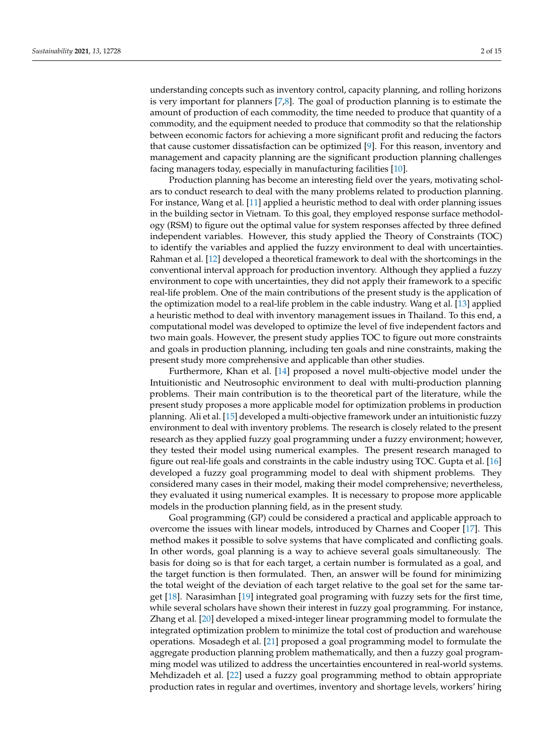understanding concepts such as inventory control, capacity planning, and rolling horizons is very important for planners [7,8]. The goal of production planning is to estimate the amount of production of each commodity, the time needed to produce that quantity of a commodity, and the equipment needed to produce that commodity so that the relationship between economic factors for achieving a more significant profit and reducing the factors that cause customer dissatisfaction can be optimized [9]. For this reason, inventory and management and capacity planning are the significant production planning challenges facing managers today, especially in manufacturing facilities [10].

Production planning has become an interesting field over the years, motivating scholars to conduct research to deal with the many problems related to production planning. For instance, Wang et al. [11] applied a heuristic method to deal with order planning issues in the building sector in Vietnam. To this goal, they employed response surface methodology (RSM) to figure out the optimal value for system responses affected by three defined independent variables. However, this study applied the Theory of Constraints (TOC) to identify the variables and applied the fuzzy environment to deal with uncertainties. Rahman et al. [12] developed a theoretical framework to deal with the shortcomings in the conventional interval approach for production inventory. Although they applied a fuzzy environment to cope with uncertainties, they did not apply their framework to a specific real-life problem. One of the main contributions of the present study is the application of the optimization model to a real-life problem in the cable industry. Wang et al. [13] applied a heuristic method to deal with inventory management issues in Thailand. To this end, a computational model was developed to optimize the level of five independent factors and two main goals. However, the present study applies TOC to figure out more constraints and goals in production planning, including ten goals and nine constraints, making the present study more comprehensive and applicable than other studies.

Furthermore, Khan et al. [14] proposed a novel multi-objective model under the Intuitionistic and Neutrosophic environment to deal with multi-production planning problems. Their main contribution is to the theoretical part of the literature, while the present study proposes a more applicable model for optimization problems in production planning. Ali et al. [15] developed a multi-objective framework under an intuitionistic fuzzy environment to deal with inventory problems. The research is closely related to the present research as they applied fuzzy goal programming under a fuzzy environment; however, they tested their model using numerical examples. The present research managed to figure out real-life goals and constraints in the cable industry using TOC. Gupta et al. [16] developed a fuzzy goal programming model to deal with shipment problems. They considered many cases in their model, making their model comprehensive; nevertheless, they evaluated it using numerical examples. It is necessary to propose more applicable models in the production planning field, as in the present study.

Goal programming (GP) could be considered a practical and applicable approach to overcome the issues with linear models, introduced by Charnes and Cooper [17]. This method makes it possible to solve systems that have complicated and conflicting goals. In other words, goal planning is a way to achieve several goals simultaneously. The basis for doing so is that for each target, a certain number is formulated as a goal, and the target function is then formulated. Then, an answer will be found for minimizing the total weight of the deviation of each target relative to the goal set for the same target [18]. Narasimhan [19] integrated goal programing with fuzzy sets for the first time, while several scholars have shown their interest in fuzzy goal programming. For instance, Zhang et al. [20] developed a mixed-integer linear programming model to formulate the integrated optimization problem to minimize the total cost of production and warehouse operations. Mosadegh et al. [21] proposed a goal programming model to formulate the aggregate production planning problem mathematically, and then a fuzzy goal programming model was utilized to address the uncertainties encountered in real-world systems. Mehdizadeh et al. [22] used a fuzzy goal programming method to obtain appropriate production rates in regular and overtimes, inventory and shortage levels, workers' hiring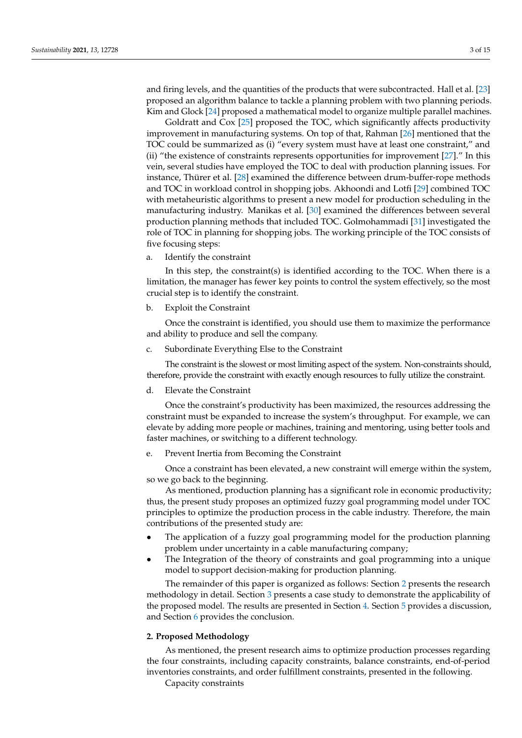and firing levels, and the quantities of the products that were subcontracted. Hall et al. [23] proposed an algorithm balance to tackle a planning problem with two planning periods. Kim and Glock [24] proposed a mathematical model to organize multiple parallel machines.

Goldratt and Cox [25] proposed the TOC, which significantly affects productivity improvement in manufacturing systems. On top of that, Rahman [26] mentioned that the TOC could be summarized as (i) "every system must have at least one constraint," and (ii) "the existence of constraints represents opportunities for improvement [27]." In this vein, several studies have employed the TOC to deal with production planning issues. For instance, Thürer et al. [28] examined the difference between drum-buffer-rope methods and TOC in workload control in shopping jobs. Akhoondi and Lotfi [29] combined TOC with metaheuristic algorithms to present a new model for production scheduling in the manufacturing industry. Manikas et al. [30] examined the differences between several production planning methods that included TOC. Golmohammadi [31] investigated the role of TOC in planning for shopping jobs. The working principle of the TOC consists of five focusing steps:

a. Identify the constraint

In this step, the constraint(s) is identified according to the TOC. When there is a limitation, the manager has fewer key points to control the system effectively, so the most crucial step is to identify the constraint.

b. Exploit the Constraint

Once the constraint is identified, you should use them to maximize the performance and ability to produce and sell the company.

c. Subordinate Everything Else to the Constraint

The constraint is the slowest or most limiting aspect of the system. Non-constraints should, therefore, provide the constraint with exactly enough resources to fully utilize the constraint.

d. Elevate the Constraint

Once the constraint's productivity has been maximized, the resources addressing the constraint must be expanded to increase the system's throughput. For example, we can elevate by adding more people or machines, training and mentoring, using better tools and faster machines, or switching to a different technology.

e. Prevent Inertia from Becoming the Constraint

Once a constraint has been elevated, a new constraint will emerge within the system, so we go back to the beginning.

As mentioned, production planning has a significant role in economic productivity; thus, the present study proposes an optimized fuzzy goal programming model under TOC principles to optimize the production process in the cable industry. Therefore, the main contributions of the presented study are:

- The application of a fuzzy goal programming model for the production planning problem under uncertainty in a cable manufacturing company;
- The Integration of the theory of constraints and goal programming into a unique model to support decision-making for production planning.

The remainder of this paper is organized as follows: Section 2 presents the research methodology in detail. Section 3 presents a case study to demonstrate the applicability of the proposed model. The results are presented in Section 4. Section 5 provides a discussion, and Section 6 provides the conclusion.

## 2. Proposed Methodology

As mentioned, the present research aims to optimize production processes regarding the four constraints, including capacity constraints, balance constraints, end-of-period inventories constraints, and order fulfillment constraints, presented in the following.

Capacity constraints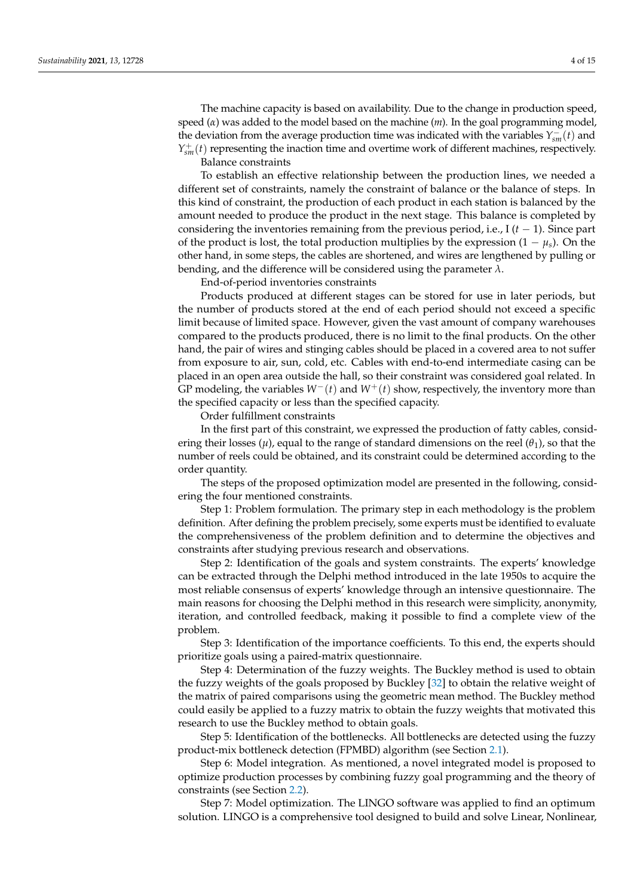The machine capacity is based on availability. Due to the change in production speed, speed ($\alpha$) was added to the model based on the machine ($m$). In the goal programming model, the deviation from the average production time was indicated with the variables $Y_{sm}^{-}(t)$ and $Y_{sm}^{+}(t)$ representing the inaction time and overtime work of different machines, respectively.

Balance constraints

To establish an effective relationship between the production lines, we needed a different set of constraints, namely the constraint of balance or the balance of steps. In this kind of constraint, the production of each product in each station is balanced by the amount needed to produce the product in the next stage. This balance is completed by considering the inventories remaining from the previous period, i.e., I ($t-1$). Since part of the product is lost, the total production multiplies by the expression ($1-\mu_s$). On the other hand, in some steps, the cables are shortened, and wires are lengthened by pulling or bending, and the difference will be considered using the parameter $\lambda$.

End-of-period inventories constraints

Products produced at different stages can be stored for use in later periods, but the number of products stored at the end of each period should not exceed a specific limit because of limited space. However, given the vast amount of company warehouses compared to the products produced, there is no limit to the final products. On the other hand, the pair of wires and stinging cables should be placed in a covered area to not suffer from exposure to air, sun, cold, etc. Cables with end-to-end intermediate casing can be placed in an open area outside the hall, so their constraint was considered goal related. In GP modeling, the variables $W^{-}(t)$ and $W^{+}(t)$ show, respectively, the inventory more than the specified capacity or less than the specified capacity.

Order fulfillment constraints

In the first part of this constraint, we expressed the production of fatty cables, considering their losses ($\mu$), equal to the range of standard dimensions on the reel ($\theta_1$), so that the number of reels could be obtained, and its constraint could be determined according to the order quantity.

The steps of the proposed optimization model are presented in the following, considering the four mentioned constraints.

Step 1: Problem formulation. The primary step in each methodology is the problem definition. After defining the problem precisely, some experts must be identified to evaluate the comprehensiveness of the problem definition and to determine the objectives and constraints after studying previous research and observations.

Step 2: Identification of the goals and system constraints. The experts' knowledge can be extracted through the Delphi method introduced in the late 1950s to acquire the most reliable consensus of experts' knowledge through an intensive questionnaire. The main reasons for choosing the Delphi method in this research were simplicity, anonymity, iteration, and controlled feedback, making it possible to find a complete view of the problem.

Step 3: Identification of the importance coefficients. To this end, the experts should prioritize goals using a paired-matrix questionnaire.

Step 4: Determination of the fuzzy weights. The Buckley method is used to obtain the fuzzy weights of the goals proposed by Buckley [32] to obtain the relative weight of the matrix of paired comparisons using the geometric mean method. The Buckley method could easily be applied to a fuzzy matrix to obtain the fuzzy weights that motivated this research to use the Buckley method to obtain goals.

Step 5: Identification of the bottlenecks. All bottlenecks are detected using the fuzzy product-mix bottleneck detection (FPMBD) algorithm (see Section 2.1).

Step 6: Model integration. As mentioned, a novel integrated model is proposed to optimize production processes by combining fuzzy goal programming and the theory of constraints (see Section 2.2).

Step 7: Model optimization. The LINGO software was applied to find an optimum solution. LINGO is a comprehensive tool designed to build and solve Linear, Nonlinear,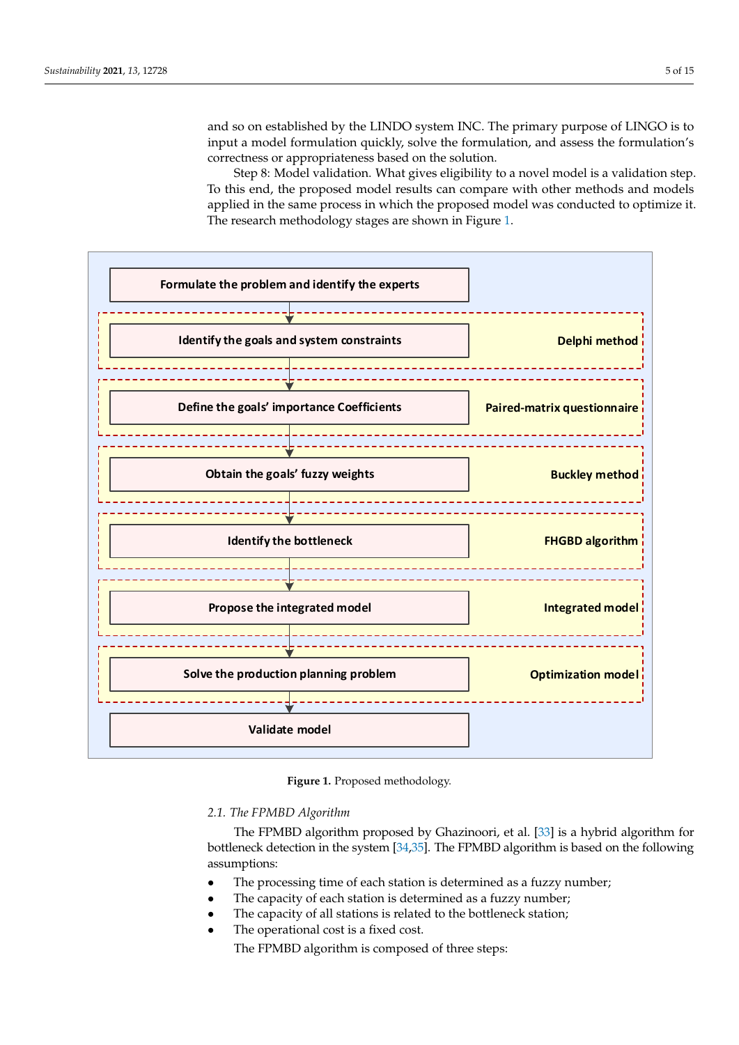and so on established by the LINDO system INC. The primary purpose of LINGO is to input a model formulation quickly, solve the formulation, and assess the formulation's correctness or appropriateness based on the solution.

Step 8: Model validation. What gives eligibility to a novel model is a validation step. To this end, the proposed model results can compare with other methods and models applied in the same process in which the proposed model was conducted to optimize it. The research methodology stages are shown in Figure 1.

Formulate the problem and identify the experts

Identify the goals and system constraints — Delphi method

Define the goals' importance Coefficients — Paired-matrix questionnaire

Obtain the goals' fuzzy weights — Buckley method

Identify the bottleneck — FHGBD algorithm

Propose the integrated model — Integrated model

Solve the production planning problem — Optimization model

Validate model

**Figure 1.** Proposed methodology.

### 2.1. The FPMBD Algorithm

The FPMBD algorithm proposed by Ghazinoori, et al. [33] is a hybrid algorithm for bottleneck detection in the system [34,35]. The FPMBD algorithm is based on the following assumptions:

- The processing time of each station is determined as a fuzzy number;
- The capacity of each station is determined as a fuzzy number;
- The capacity of all stations is related to the bottleneck station;
- The operational cost is a fixed cost.

The FPMBD algorithm is composed of three steps: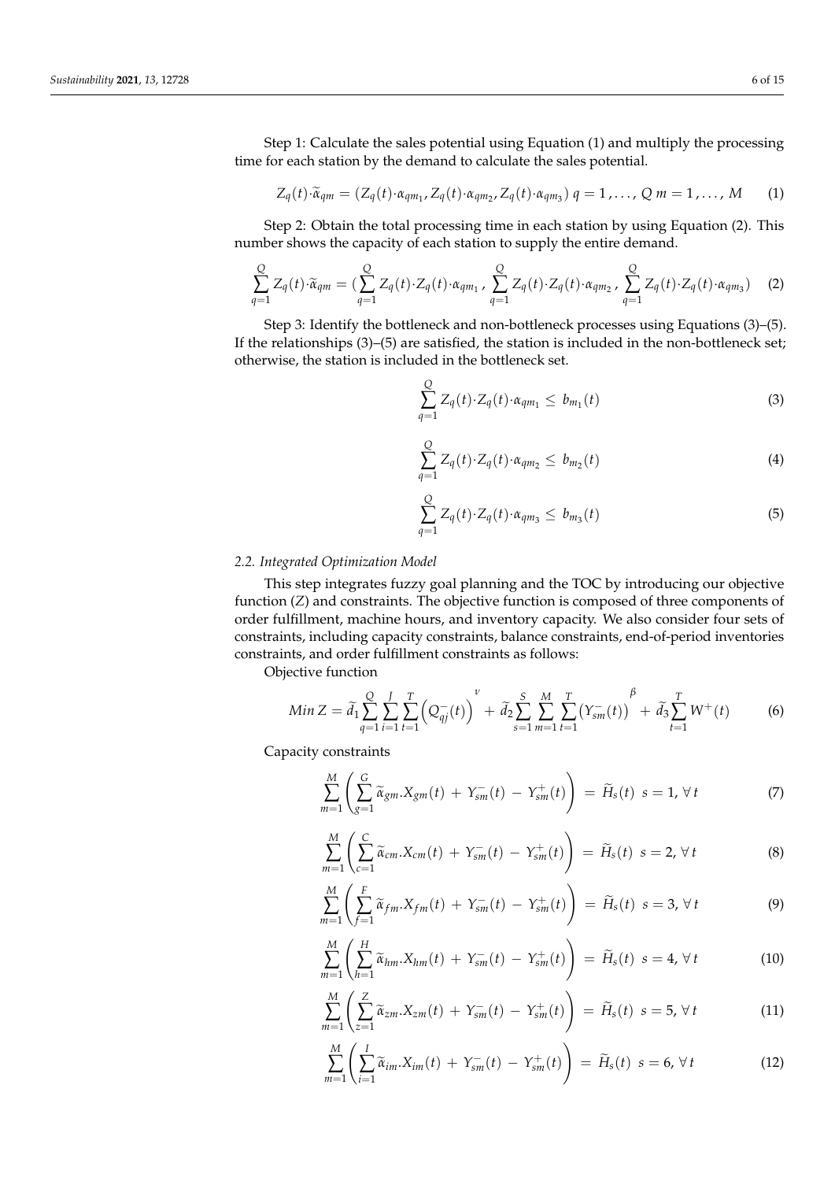Step 1: Calculate the sales potential using Equation (1) and multiply the processing time for each station by the demand to calculate the sales potential.

$$Z_q(t)\cdot\widetilde{\alpha}_{qm} = (Z_q(t)\cdot\alpha_{qm_1}, Z_q(t)\cdot\alpha_{qm_2}, Z_q(t)\cdot\alpha_{qm_3})\ q = 1, \ldots, Q\ m = 1, \ldots, M \tag{1}$$

Step 2: Obtain the total processing time in each station by using Equation (2). This number shows the capacity of each station to supply the entire demand.

$$\sum_{q=1}^{Q} Z_q(t)\cdot\widetilde{\alpha}_{qm} = (\sum_{q=1}^{Q} Z_q(t)\cdot Z_q(t)\cdot\alpha_{qm_1}, \sum_{q=1}^{Q} Z_q(t)\cdot Z_q(t)\cdot\alpha_{qm_2}, \sum_{q=1}^{Q} Z_q(t)\cdot Z_q(t)\cdot\alpha_{qm_3}) \tag{2}$$

Step 3: Identify the bottleneck and non-bottleneck processes using Equations (3)–(5). If the relationships (3)–(5) are satisfied, the station is included in the non-bottleneck set; otherwise, the station is included in the bottleneck set.

$$\sum_{q=1}^{Q} Z_q(t)\cdot Z_q(t)\cdot\alpha_{qm_1} \leq b_{m_1}(t) \tag{3}$$

$$\sum_{q=1}^{Q} Z_q(t)\cdot Z_q(t)\cdot\alpha_{qm_2} \leq b_{m_2}(t) \tag{4}$$

$$\sum_{q=1}^{Q} Z_q(t)\cdot Z_q(t)\cdot\alpha_{qm_3} \leq b_{m_3}(t) \tag{5}$$

### 2.2. Integrated Optimization Model

This step integrates fuzzy goal planning and the TOC by introducing our objective function ($Z$) and constraints. The objective function is composed of three components of order fulfillment, machine hours, and inventory capacity. We also consider four sets of constraints, including capacity constraints, balance constraints, end-of-period inventories constraints, and order fulfillment constraints as follows:

Objective function

$$Min\ Z = \widetilde{d}_1 \sum_{q=1}^{Q}\sum_{i=1}^{J}\sum_{t=1}^{T}\left(Q_{qj}^{-}(t)\right)^{\nu} + \widetilde{d}_2 \sum_{s=1}^{S}\sum_{m=1}^{M}\sum_{t=1}^{T}\left(Y_{sm}^{-}(t)\right)^{\beta} + \widetilde{d}_3 \sum_{t=1}^{T} W^{+}(t) \tag{6}$$

Capacity constraints

$$\sum_{m=1}^{M}\left(\sum_{g=1}^{G}\widetilde{\alpha}_{gm}.X_{gm}(t) + Y_{sm}^{-}(t) - Y_{sm}^{+}(t)\right) = \widetilde{H}_s(t)\ \ s = 1, \forall\, t \tag{7}$$

$$\sum_{m=1}^{M}\left(\sum_{c=1}^{C}\widetilde{\alpha}_{cm}.X_{cm}(t) + Y_{sm}^{-}(t) - Y_{sm}^{+}(t)\right) = \widetilde{H}_s(t)\ \ s = 2, \forall\, t \tag{8}$$

$$\sum_{m=1}^{M}\left(\sum_{f=1}^{F}\widetilde{\alpha}_{fm}.X_{fm}(t) + Y_{sm}^{-}(t) - Y_{sm}^{+}(t)\right) = \widetilde{H}_s(t)\ \ s = 3, \forall\, t \tag{9}$$

$$\sum_{m=1}^{M}\left(\sum_{h=1}^{H}\widetilde{\alpha}_{hm}.X_{hm}(t) + Y_{sm}^{-}(t) - Y_{sm}^{+}(t)\right) = \widetilde{H}_s(t)\ \ s = 4, \forall\, t \tag{10}$$

$$\sum_{m=1}^{M}\left(\sum_{z=1}^{Z}\widetilde{\alpha}_{zm}.X_{zm}(t) + Y_{sm}^{-}(t) - Y_{sm}^{+}(t)\right) = \widetilde{H}_s(t)\ \ s = 5, \forall\, t \tag{11}$$

$$\sum_{m=1}^{M}\left(\sum_{i=1}^{I}\widetilde{\alpha}_{im}.X_{im}(t) + Y_{sm}^{-}(t) - Y_{sm}^{+}(t)\right) = \widetilde{H}_s(t)\ \ s = 6, \forall\, t \tag{12}$$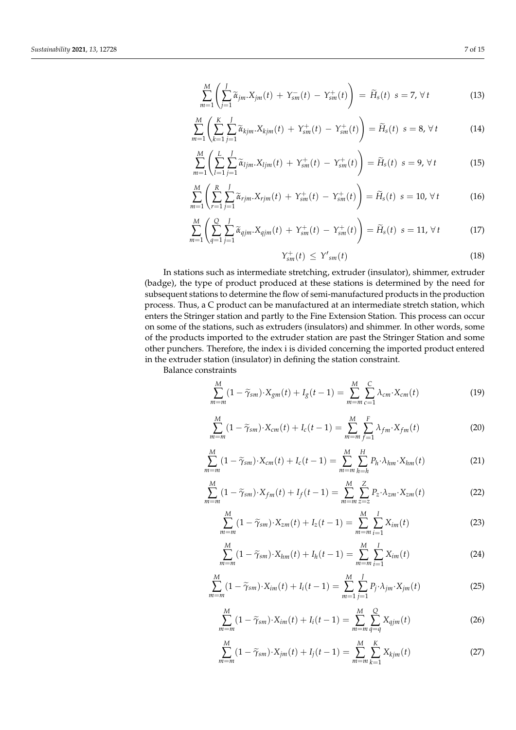$$\sum_{m=1}^{M}\left(\sum_{j=1}^{J}\widetilde{\alpha}_{jm}.X_{jm}(t)\,+\,Y_{sm}^{-}(t)\,-\,Y_{sm}^{+}(t)\right)\,=\,\widetilde{H}_{s}(t)\;\;s=7,\,\forall\,t \tag{13}$$

$$\sum_{m=1}^{M}\left(\sum_{k=1}^{K}\sum_{j=1}^{J}\widetilde{\alpha}_{kjm}.X_{kjm}(t)\,+\,Y_{sm}^{+}(t)\,-\,Y_{sm}^{+}(t)\right)=\widetilde{H}_{s}(t)\;\;s=8,\,\forall\,t \tag{14}$$

$$\sum_{m=1}^{M}\left(\sum_{l=1}^{L}\sum_{j=1}^{J}\widetilde{\alpha}_{ljm}.X_{ljm}(t)\,+\,Y_{sm}^{+}(t)\,-\,Y_{sm}^{+}(t)\right)=\widetilde{H}_{s}(t)\;\;s=9,\,\forall\,t \tag{15}$$

$$\sum_{m=1}^{M}\left(\sum_{r=1}^{R}\sum_{j=1}^{J}\widetilde{\alpha}_{rjm}.X_{rjm}(t)\,+\,Y_{sm}^{+}(t)\,-\,Y_{sm}^{+}(t)\right)=\widetilde{H}_{s}(t)\;\;s=10,\,\forall\,t \tag{16}$$

$$\sum_{m=1}^{M}\left(\sum_{q=1}^{Q}\sum_{j=1}^{J}\widetilde{\alpha}_{qjm}.X_{qjm}(t)\,+\,Y_{sm}^{+}(t)\,-\,Y_{sm}^{+}(t)\right)=\widetilde{H}_{s}(t)\;\;s=11,\,\forall\,t \tag{17}$$

$$Y_{sm}^{+}(t)\;\leq\;Y'_{sm}(t) \tag{18}$$

In stations such as intermediate stretching, extruder (insulator), shimmer, extruder (badge), the type of product produced at these stations is determined by the need for subsequent stations to determine the flow of semi-manufactured products in the production process. Thus, a C product can be manufactured at an intermediate stretch station, which enters the Stringer station and partly to the Fine Extension Station. This process can occur on some of the stations, such as extruders (insulators) and shimmer. In other words, some of the products imported to the extruder station are past the Stringer Station and some other punchers. Therefore, the index i is divided concerning the imported product entered in the extruder station (insulator) in defining the station constraint.

Balance constraints

$$\sum_{m=m}^{M}(1-\widetilde{\gamma}_{sm})\cdot X_{gm}(t)+I_{g}(t-1)=\sum_{m=m}^{M}\sum_{c=1}^{C}\lambda_{cm}\cdot X_{cm}(t) \tag{19}$$

$$\sum_{m=m}^{M}(1-\widetilde{\gamma}_{sm})\cdot X_{cm}(t)+I_{c}(t-1)=\sum_{m=m}^{M}\sum_{f=1}^{F}\lambda_{fm}\cdot X_{fm}(t) \tag{20}$$

$$\sum_{m=m}^{M}(1-\widetilde{\gamma}_{sm})\cdot X_{cm}(t)+I_{c}(t-1)=\sum_{m=m}^{M}\sum_{h=h}^{H}P_{h}\cdot\lambda_{hm}\cdot X_{hm}(t) \tag{21}$$

$$\sum_{m=m}^{M}(1-\widetilde{\gamma}_{sm})\cdot X_{fm}(t)+I_{f}(t-1)=\sum_{m=m}^{M}\sum_{z=z}^{Z}P_{z}\cdot\lambda_{zm}\cdot X_{zm}(t) \tag{22}$$

$$\sum_{m=m}^{M}(1-\widetilde{\gamma}_{sm})\cdot X_{zm}(t)+I_{z}(t-1)=\sum_{m=m}^{M}\sum_{i=1}^{I}X_{im}(t) \tag{23}$$

$$\sum_{m=m}^{M}(1-\widetilde{\gamma}_{sm})\cdot X_{hm}(t)+I_{h}(t-1)=\sum_{m=m}^{M}\sum_{i=1}^{I}X_{im}(t) \tag{24}$$

$$\sum_{m=m}^{M}(1-\widetilde{\gamma}_{sm})\cdot X_{im}(t)+I_{i}(t-1)=\sum_{m=1}^{M}\sum_{j=1}^{J}P_{j}\cdot\lambda_{jm}\cdot X_{jm}(t) \tag{25}$$

$$\sum_{m=m}^{M}(1-\widetilde{\gamma}_{sm})\cdot X_{im}(t)+I_{i}(t-1)=\sum_{m=m}^{M}\sum_{q=q}^{Q}X_{qjm}(t) \tag{26}$$

$$\sum_{m=m}^{M}(1-\widetilde{\gamma}_{sm})\cdot X_{jm}(t)+I_{j}(t-1)=\sum_{m=m}^{M}\sum_{k=1}^{K}X_{kjm}(t) \tag{27}$$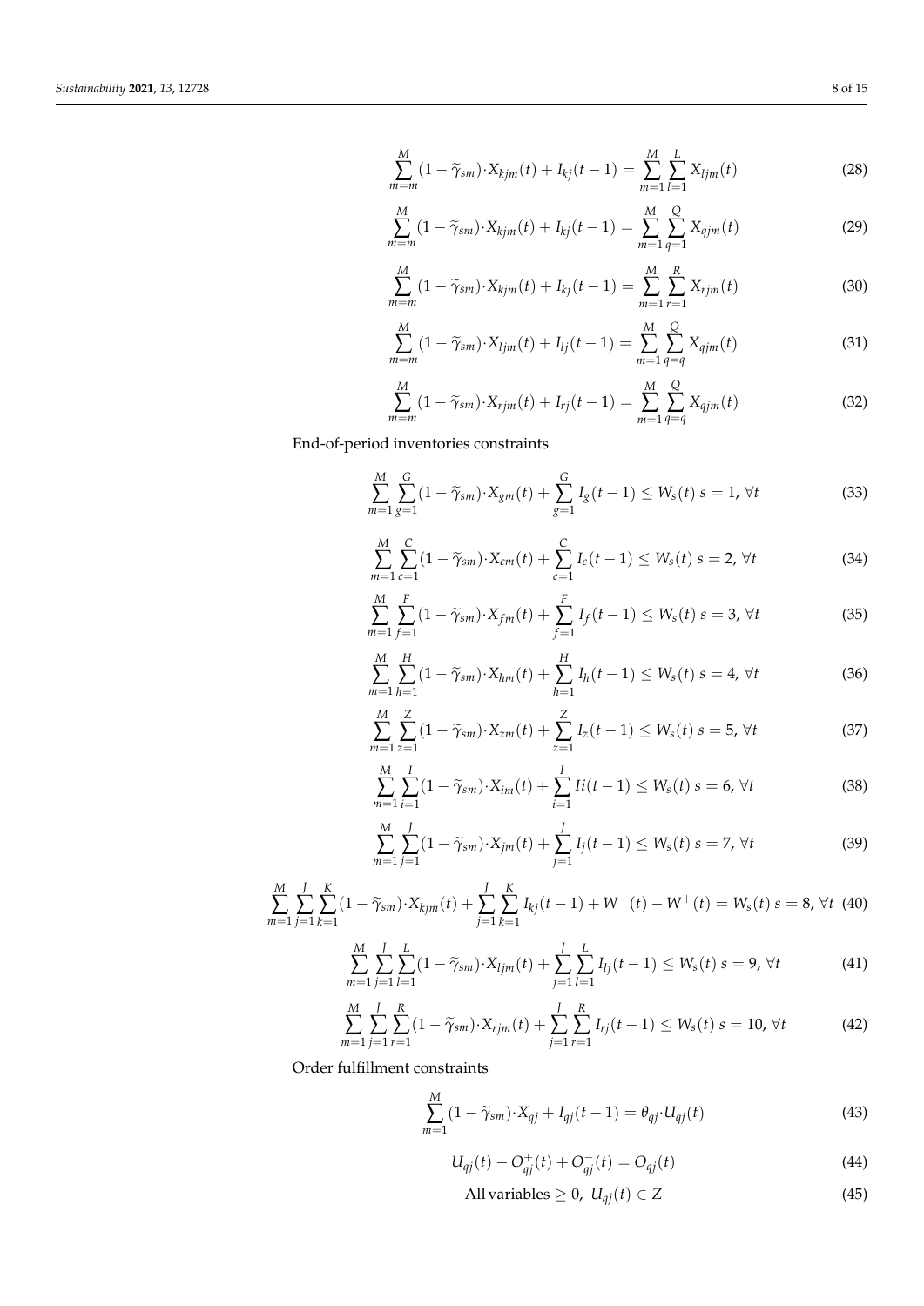$$\sum_{m=m}^{M}(1-\widetilde{\gamma}_{sm})\cdot X_{kjm}(t)+I_{kj}(t-1)=\sum_{m=1}^{M}\sum_{l=1}^{L}X_{ljm}(t) \tag{28}$$

$$\sum_{m=m}^{M}(1-\widetilde{\gamma}_{sm})\cdot X_{kjm}(t)+I_{kj}(t-1)=\sum_{m=1}^{M}\sum_{q=1}^{Q}X_{qjm}(t) \tag{29}$$

$$\sum_{m=m}^{M}(1-\widetilde{\gamma}_{sm})\cdot X_{kjm}(t)+I_{kj}(t-1)=\sum_{m=1}^{M}\sum_{r=1}^{R}X_{rjm}(t) \tag{30}$$

$$\sum_{m=m}^{M}(1-\widetilde{\gamma}_{sm})\cdot X_{ljm}(t)+I_{lj}(t-1)=\sum_{m=1}^{M}\sum_{q=q}^{Q}X_{qjm}(t) \tag{31}$$

$$\sum_{m=m}^{M}(1-\widetilde{\gamma}_{sm})\cdot X_{rjm}(t)+I_{rj}(t-1)=\sum_{m=1}^{M}\sum_{q=q}^{Q}X_{qjm}(t) \tag{32}$$

End-of-period inventories constraints

$$\sum_{m=1}^{M}\sum_{g=1}^{G}(1-\widetilde{\gamma}_{sm})\cdot X_{gm}(t)+\sum_{g=1}^{G}I_{g}(t-1)\leq W_{s}(t)\ s=1,\ \forall t \tag{33}$$

$$\sum_{m=1}^{M}\sum_{c=1}^{C}(1-\widetilde{\gamma}_{sm})\cdot X_{cm}(t)+\sum_{c=1}^{C}I_{c}(t-1)\leq W_{s}(t)\ s=2,\ \forall t \tag{34}$$

$$\sum_{m=1}^{M}\sum_{f=1}^{F}(1-\widetilde{\gamma}_{sm})\cdot X_{fm}(t)+\sum_{f=1}^{F}I_{f}(t-1)\leq W_{s}(t)\ s=3,\ \forall t \tag{35}$$

$$\sum_{m=1}^{M}\sum_{h=1}^{H}(1-\widetilde{\gamma}_{sm})\cdot X_{hm}(t)+\sum_{h=1}^{H}I_{h}(t-1)\leq W_{s}(t)\ s=4,\ \forall t \tag{36}$$

$$\sum_{m=1}^{M}\sum_{z=1}^{Z}(1-\widetilde{\gamma}_{sm})\cdot X_{zm}(t)+\sum_{z=1}^{Z}I_{z}(t-1)\leq W_{s}(t)\ s=5,\ \forall t \tag{37}$$

$$\sum_{m=1}^{M}\sum_{i=1}^{I}(1-\widetilde{\gamma}_{sm})\cdot X_{im}(t)+\sum_{i=1}^{I}Ii(t-1)\leq W_{s}(t)\ s=6,\ \forall t \tag{38}$$

$$\sum_{m=1}^{M}\sum_{j=1}^{J}(1-\widetilde{\gamma}_{sm})\cdot X_{jm}(t)+\sum_{j=1}^{J}I_{j}(t-1)\leq W_{s}(t)\ s=7,\ \forall t \tag{39}$$

$$\sum_{m=1}^{M}\sum_{j=1}^{J}\sum_{k=1}^{K}(1-\widetilde{\gamma}_{sm})\cdot X_{kjm}(t)+\sum_{j=1}^{J}\sum_{k=1}^{K}I_{kj}(t-1)+W^{-}(t)-W^{+}(t)=W_{s}(t)\ s=8,\ \forall t \tag{40}$$

$$\sum_{m=1}^{M}\sum_{j=1}^{J}\sum_{l=1}^{L}(1-\widetilde{\gamma}_{sm})\cdot X_{ljm}(t)+\sum_{j=1}^{J}\sum_{l=1}^{L}I_{lj}(t-1)\leq W_{s}(t)\ s=9,\ \forall t \tag{41}$$

$$\sum_{m=1}^{M}\sum_{j=1}^{J}\sum_{r=1}^{R}(1-\widetilde{\gamma}_{sm})\cdot X_{rjm}(t)+\sum_{j=1}^{J}\sum_{r=1}^{R}I_{rj}(t-1)\leq W_{s}(t)\ s=10,\ \forall t \tag{42}$$

Order fulfillment constraints

$$\sum_{m=1}^{M}(1-\widetilde{\gamma}_{sm})\cdot X_{qj}+I_{qj}(t-1)=\theta_{qj}\cdot U_{qj}(t) \tag{43}$$

$$U_{qj}(t)-O_{qj}^{+}(t)+O_{qj}^{-}(t)=O_{qj}(t) \tag{44}$$

$$\text{All variables}\geq 0,\ U_{qj}(t)\in Z \tag{45}$$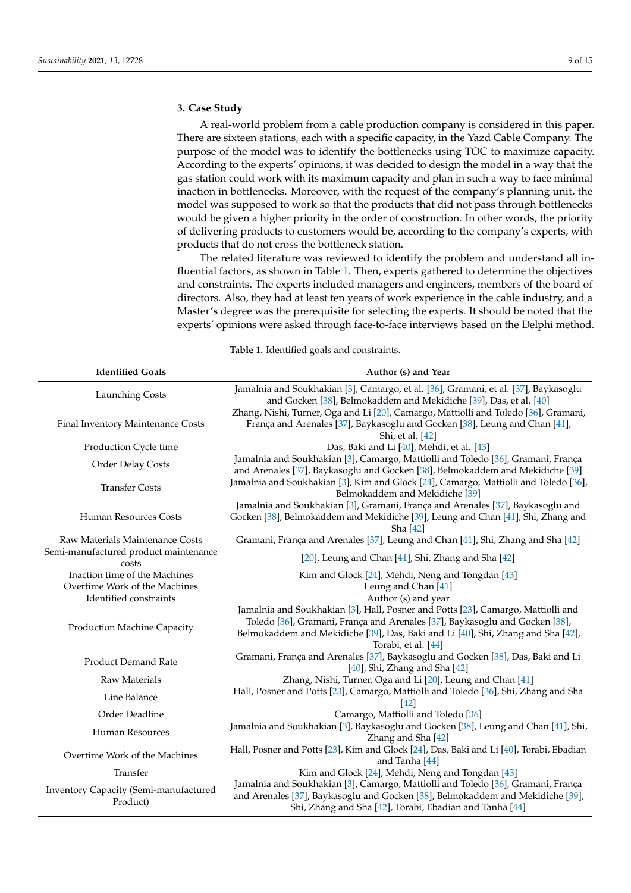## 3. Case Study

A real-world problem from a cable production company is considered in this paper. There are sixteen stations, each with a specific capacity, in the Yazd Cable Company. The purpose of the model was to identify the bottlenecks using TOC to maximize capacity. According to the experts' opinions, it was decided to design the model in a way that the gas station could work with its maximum capacity and plan in such a way to face minimal inaction in bottlenecks. Moreover, with the request of the company's planning unit, the model was supposed to work so that the products that did not pass through bottlenecks would be given a higher priority in the order of construction. In other words, the priority of delivering products to customers would be, according to the company's experts, with products that do not cross the bottleneck station.

The related literature was reviewed to identify the problem and understand all influential factors, as shown in Table 1. Then, experts gathered to determine the objectives and constraints. The experts included managers and engineers, members of the board of directors. Also, they had at least ten years of work experience in the cable industry, and a Master's degree was the prerequisite for selecting the experts. It should be noted that the experts' opinions were asked through face-to-face interviews based on the Delphi method.

**Table 1.** Identified goals and constraints.

| Identified Goals | Author (s) and Year |
|---|---|
| Launching Costs | Jamalnia and Soukhakian [3], Camargo, et al. [36], Gramani, et al. [37], Baykasoglu and Gocken [38], Belmokaddem and Mekidiche [39], Das, et al. [40] |
| Final Inventory Maintenance Costs | Zhang, Nishi, Turner, Oga and Li [20], Camargo, Mattiolli and Toledo [36], Gramani, França and Arenales [37], Baykasoglu and Gocken [38], Leung and Chan [41], Shi, et al. [42] |
| Production Cycle time | Das, Baki and Li [40], Mehdi, et al. [43] |
| Order Delay Costs | Jamalnia and Soukhakian [3], Camargo, Mattiolli and Toledo [36], Gramani, França and Arenales [37], Baykasoglu and Gocken [38], Belmokaddem and Mekidiche [39] |
| Transfer Costs | Jamalnia and Soukhakian [3], Kim and Glock [24], Camargo, Mattiolli and Toledo [36], Belmokaddem and Mekidiche [39] |
| Human Resources Costs | Jamalnia and Soukhakian [3], Gramani, França and Arenales [37], Baykasoglu and Gocken [38], Belmokaddem and Mekidiche [39], Leung and Chan [41], Shi, Zhang and Sha [42] |
| Raw Materials Maintenance Costs | Gramani, França and Arenales [37], Leung and Chan [41], Shi, Zhang and Sha [42] |
| Semi-manufactured product maintenance costs | [20], Leung and Chan [41], Shi, Zhang and Sha [42] |
| Inaction time of the Machines | Kim and Glock [24], Mehdi, Neng and Tongdan [43] |
| Overtime Work of the Machines | Leung and Chan [41] |
| **Identified constraints** | **Author (s) and year** |
| Production Machine Capacity | Jamalnia and Soukhakian [3], Hall, Posner and Potts [23], Camargo, Mattiolli and Toledo [36], Gramani, França and Arenales [37], Baykasoglu and Gocken [38], Belmokaddem and Mekidiche [39], Das, Baki and Li [40], Shi, Zhang and Sha [42], Torabi, et al. [44] |
| Product Demand Rate | Gramani, França and Arenales [37], Baykasoglu and Gocken [38], Das, Baki and Li [40], Shi, Zhang and Sha [42] |
| Raw Materials | Zhang, Nishi, Turner, Oga and Li [20], Leung and Chan [41] |
| Line Balance | Hall, Posner and Potts [23], Camargo, Mattiolli and Toledo [36], Shi, Zhang and Sha [42] |
| Order Deadline | Camargo, Mattiolli and Toledo [36] |
| Human Resources | Jamalnia and Soukhakian [3], Baykasoglu and Gocken [38], Leung and Chan [41], Shi, Zhang and Sha [42] |
| Overtime Work of the Machines | Hall, Posner and Potts [23], Kim and Glock [24], Das, Baki and Li [40], Torabi, Ebadian and Tanha [44] |
| Transfer | Kim and Glock [24], Mehdi, Neng and Tongdan [43] |
| Inventory Capacity (Semi-manufactured Product) | Jamalnia and Soukhakian [3], Camargo, Mattiolli and Toledo [36], Gramani, França and Arenales [37], Baykasoglu and Gocken [38], Belmokaddem and Mekidiche [39], Shi, Zhang and Sha [42], Torabi, Ebadian and Tanha [44] |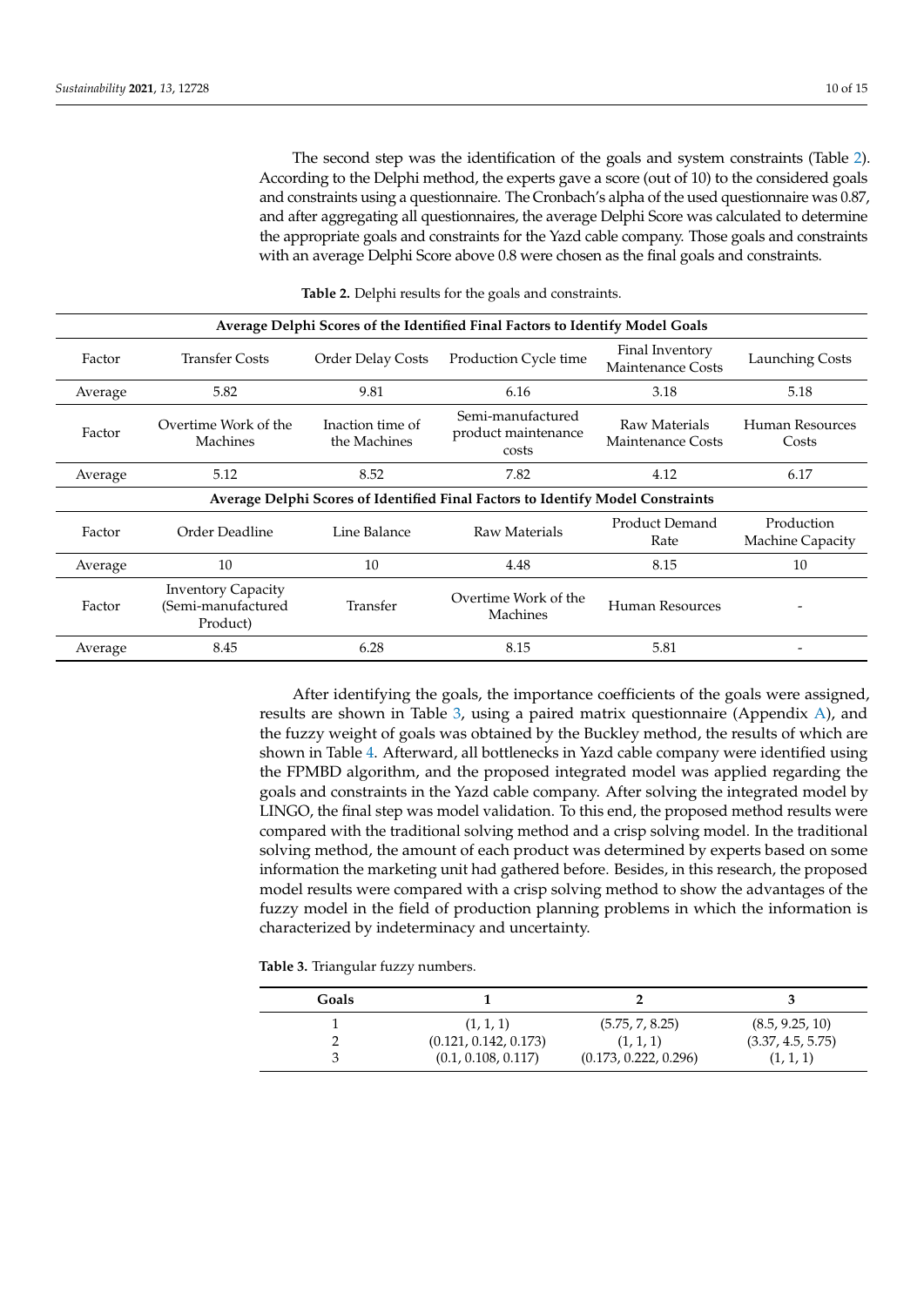The second step was the identification of the goals and system constraints (Table 2). According to the Delphi method, the experts gave a score (out of 10) to the considered goals and constraints using a questionnaire. The Cronbach's alpha of the used questionnaire was 0.87, and after aggregating all questionnaires, the average Delphi Score was calculated to determine the appropriate goals and constraints for the Yazd cable company. Those goals and constraints with an average Delphi Score above 0.8 were chosen as the final goals and constraints.

**Table 2.** Delphi results for the goals and constraints.

| **Average Delphi Scores of the Identified Final Factors to Identify Model Goals** | | | | | |
|---|---|---|---|---|---|
| Factor | Transfer Costs | Order Delay Costs | Production Cycle time | Final Inventory Maintenance Costs | Launching Costs |
| Average | 5.82 | 9.81 | 6.16 | 3.18 | 5.18 |
| Factor | Overtime Work of the Machines | Inaction time of the Machines | Semi-manufactured product maintenance costs | Raw Materials Maintenance Costs | Human Resources Costs |
| Average | 5.12 | 8.52 | 7.82 | 4.12 | 6.17 |
| **Average Delphi Scores of Identified Final Factors to Identify Model Constraints** | | | | | |
| Factor | Order Deadline | Line Balance | Raw Materials | Product Demand Rate | Production Machine Capacity |
| Average | 10 | 10 | 4.48 | 8.15 | 10 |
| Factor | Inventory Capacity (Semi-manufactured Product) | Transfer | Overtime Work of the Machines | Human Resources | - |
| Average | 8.45 | 6.28 | 8.15 | 5.81 | - |

After identifying the goals, the importance coefficients of the goals were assigned, results are shown in Table 3, using a paired matrix questionnaire (Appendix A), and the fuzzy weight of goals was obtained by the Buckley method, the results of which are shown in Table 4. Afterward, all bottlenecks in Yazd cable company were identified using the FPMBD algorithm, and the proposed integrated model was applied regarding the goals and constraints in the Yazd cable company. After solving the integrated model by LINGO, the final step was model validation. To this end, the proposed method results were compared with the traditional solving method and a crisp solving model. In the traditional solving method, the amount of each product was determined by experts based on some information the marketing unit had gathered before. Besides, in this research, the proposed model results were compared with a crisp solving method to show the advantages of the fuzzy model in the field of production planning problems in which the information is characterized by indeterminacy and uncertainty.

**Table 3.** Triangular fuzzy numbers.

| Goals | 1 | 2 | 3 |
|---|---|---|---|
| 1 | (1, 1, 1) | (5.75, 7, 8.25) | (8.5, 9.25, 10) |
| 2 | (0.121, 0.142, 0.173) | (1, 1, 1) | (3.37, 4.5, 5.75) |
| 3 | (0.1, 0.108, 0.117) | (0.173, 0.222, 0.296) | (1, 1, 1) |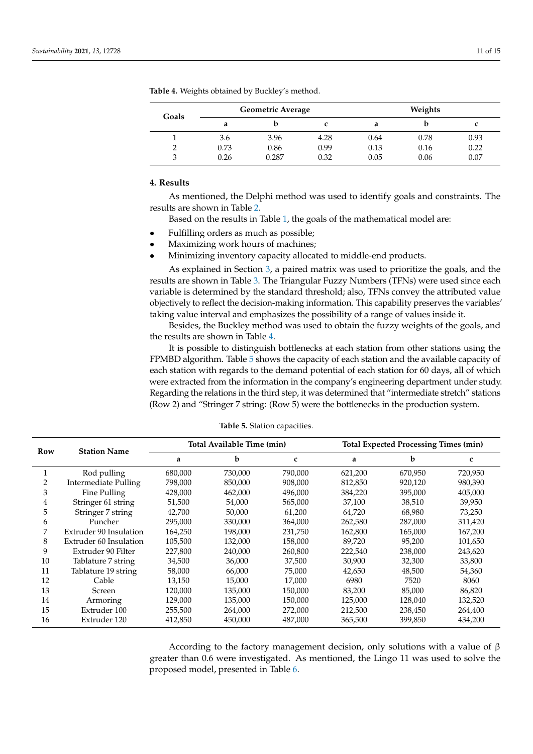**Table 4.** Weights obtained by Buckley's method.

| Goals | Geometric Average | | | Weights | | |
|---|---|---|---|---|---|---|
| | a | b | c | a | b | c |
| 1 | 3.6 | 3.96 | 4.28 | 0.64 | 0.78 | 0.93 |
| 2 | 0.73 | 0.86 | 0.99 | 0.13 | 0.16 | 0.22 |
| 3 | 0.26 | 0.287 | 0.32 | 0.05 | 0.06 | 0.07 |

## 4. Results

As mentioned, the Delphi method was used to identify goals and constraints. The results are shown in Table 2.

Based on the results in Table 1, the goals of the mathematical model are:

- Fulfilling orders as much as possible;
- Maximizing work hours of machines;
- Minimizing inventory capacity allocated to middle-end products.

As explained in Section 3, a paired matrix was used to prioritize the goals, and the results are shown in Table 3. The Triangular Fuzzy Numbers (TFNs) were used since each variable is determined by the standard threshold; also, TFNs convey the attributed value objectively to reflect the decision-making information. This capability preserves the variables' taking value interval and emphasizes the possibility of a range of values inside it.

Besides, the Buckley method was used to obtain the fuzzy weights of the goals, and the results are shown in Table 4.

It is possible to distinguish bottlenecks at each station from other stations using the FPMBD algorithm. Table 5 shows the capacity of each station and the available capacity of each station with regards to the demand potential of each station for 60 days, all of which were extracted from the information in the company's engineering department under study. Regarding the relations in the third step, it was determined that "intermediate stretch" stations (Row 2) and "Stringer 7 string: (Row 5) were the bottlenecks in the production system.

**Table 5.** Station capacities.

| Row | Station Name | Total Available Time (min) | | | Total Expected Processing Times (min) | | |
|---|---|---|---|---|---|---|---|
| | | a | b | c | a | b | c |
| 1 | Rod pulling | 680,000 | 730,000 | 790,000 | 621,200 | 670,950 | 720,950 |
| 2 | Intermediate Pulling | 798,000 | 850,000 | 908,000 | 812,850 | 920,120 | 980,390 |
| 3 | Fine Pulling | 428,000 | 462,000 | 496,000 | 384,220 | 395,000 | 405,000 |
| 4 | Stringer 61 string | 51,500 | 54,000 | 565,000 | 37,100 | 38,510 | 39,950 |
| 5 | Stringer 7 string | 42,700 | 50,000 | 61,200 | 64,720 | 68,980 | 73,250 |
| 6 | Puncher | 295,000 | 330,000 | 364,000 | 262,580 | 287,000 | 311,420 |
| 7 | Extruder 90 Insulation | 164,250 | 198,000 | 231,750 | 162,800 | 165,000 | 167,200 |
| 8 | Extruder 60 Insulation | 105,500 | 132,000 | 158,000 | 89,720 | 95,200 | 101,650 |
| 9 | Extruder 90 Filter | 227,800 | 240,000 | 260,800 | 222,540 | 238,000 | 243,620 |
| 10 | Tablature 7 string | 34,500 | 36,000 | 37,500 | 30,900 | 32,300 | 33,800 |
| 11 | Tablature 19 string | 58,000 | 66,000 | 75,000 | 42,650 | 48,500 | 54,360 |
| 12 | Cable | 13,150 | 15,000 | 17,000 | 6980 | 7520 | 8060 |
| 13 | Screen | 120,000 | 135,000 | 150,000 | 83,200 | 85,000 | 86,820 |
| 14 | Armoring | 129,000 | 135,000 | 150,000 | 125,000 | 128,040 | 132,520 |
| 15 | Extruder 100 | 255,500 | 264,000 | 272,000 | 212,500 | 238,450 | 264,400 |
| 16 | Extruder 120 | 412,850 | 450,000 | 487,000 | 365,500 | 399,850 | 434,200 |

According to the factory management decision, only solutions with a value of $\beta$ greater than 0.6 were investigated. As mentioned, the Lingo 11 was used to solve the proposed model, presented in Table 6.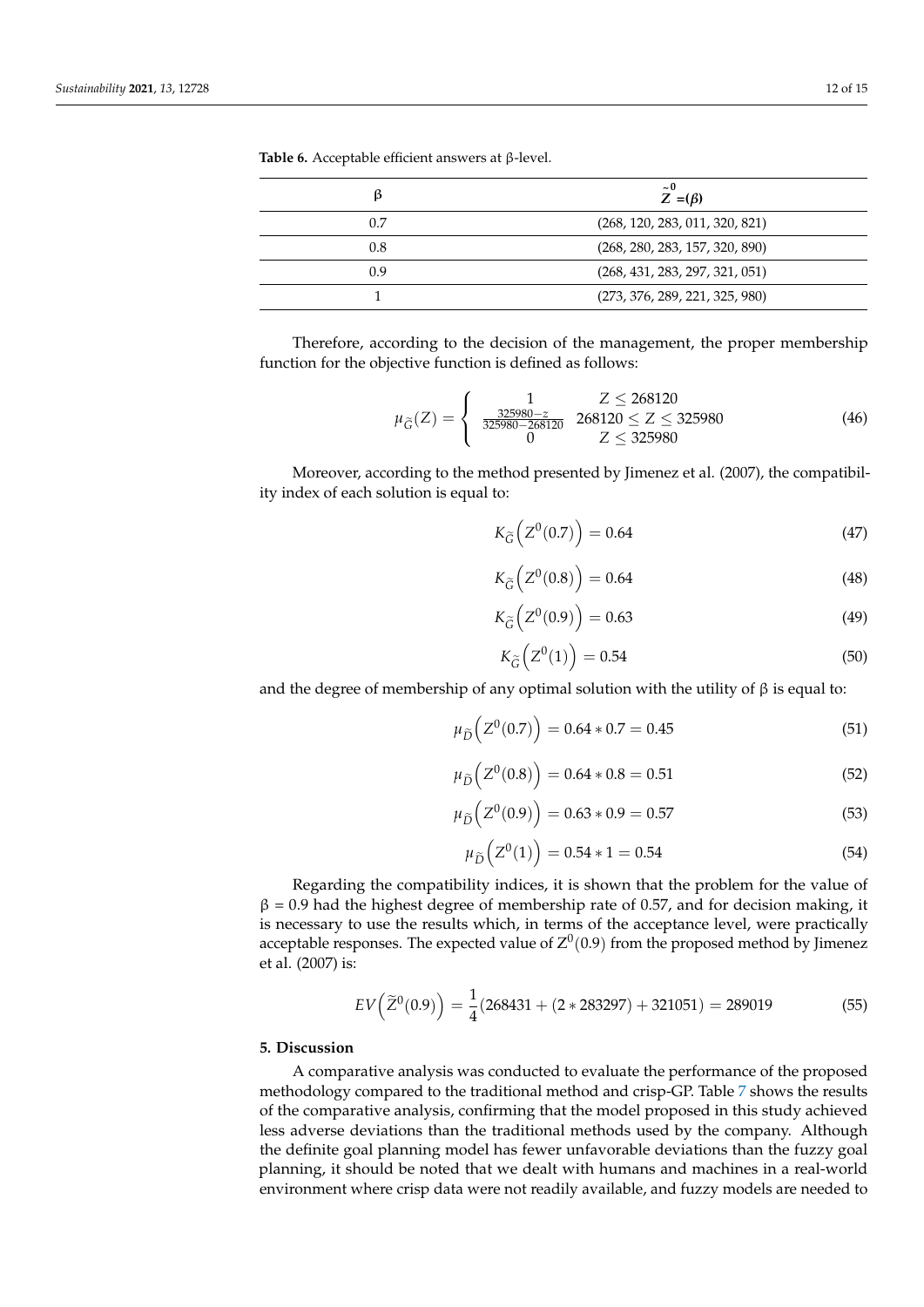**Table 6.** Acceptable efficient answers at β-level.

| β | $\tilde{Z}^0=(\beta)$ |
| --- | --- |
| 0.7 | (268, 120, 283, 011, 320, 821) |
| 0.8 | (268, 280, 283, 157, 320, 890) |
| 0.9 | (268, 431, 283, 297, 321, 051) |
| 1 | (273, 376, 289, 221, 325, 980) |

Therefore, according to the decision of the management, the proper membership function for the objective function is defined as follows:

$$\mu_{\tilde{G}}(Z) = \begin{cases} 1 & Z \leq 268120 \\ \frac{325980 - z}{325980 - 268120} & 268120 \leq Z \leq 325980 \\ 0 & Z \leq 325980 \end{cases} \quad (46)$$

Moreover, according to the method presented by Jimenez et al. (2007), the compatibility index of each solution is equal to:

$$K_{\tilde{G}}\left(Z^0(0.7)\right) = 0.64 \quad (47)$$

$$K_{\tilde{G}}\left(Z^0(0.8)\right) = 0.64 \quad (48)$$

$$K_{\tilde{G}}\left(Z^0(0.9)\right) = 0.63 \quad (49)$$

$$K_{\tilde{G}}\left(Z^0(1)\right) = 0.54 \quad (50)$$

and the degree of membership of any optimal solution with the utility of β is equal to:

$$\mu_{\tilde{D}}\left(Z^0(0.7)\right) = 0.64 * 0.7 = 0.45 \quad (51)$$

$$\mu_{\tilde{D}}\left(Z^0(0.8)\right) = 0.64 * 0.8 = 0.51 \quad (52)$$

$$\mu_{\tilde{D}}\left(Z^0(0.9)\right) = 0.63 * 0.9 = 0.57 \quad (53)$$

$$\mu_{\tilde{D}}\left(Z^0(1)\right) = 0.54 * 1 = 0.54 \quad (54)$$

Regarding the compatibility indices, it is shown that the problem for the value of β = 0.9 had the highest degree of membership rate of 0.57, and for decision making, it is necessary to use the results which, in terms of the acceptance level, were practically acceptable responses. The expected value of $Z^0(0.9)$ from the proposed method by Jimenez et al. (2007) is:

$$EV\left(\tilde{Z}^0(0.9)\right) = \frac{1}{4}(268431 + (2 * 283297) + 321051) = 289019 \quad (55)$$

## 5. Discussion

A comparative analysis was conducted to evaluate the performance of the proposed methodology compared to the traditional method and crisp-GP. Table 7 shows the results of the comparative analysis, confirming that the model proposed in this study achieved less adverse deviations than the traditional methods used by the company. Although the definite goal planning model has fewer unfavorable deviations than the fuzzy goal planning, it should be noted that we dealt with humans and machines in a real-world environment where crisp data were not readily available, and fuzzy models are needed to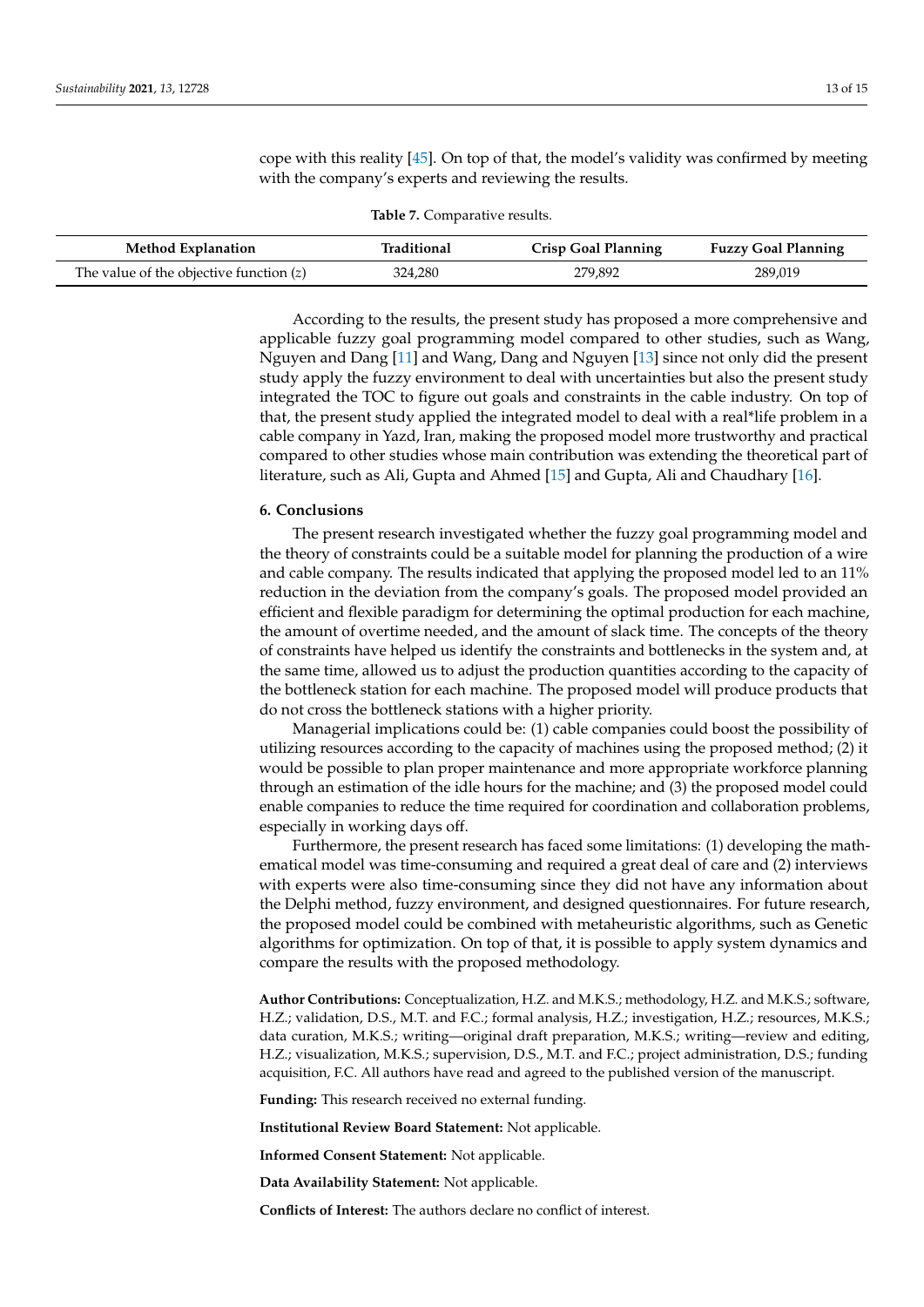cope with this reality [45]. On top of that, the model's validity was confirmed by meeting with the company's experts and reviewing the results.

**Table 7.** Comparative results.

| Method Explanation | Traditional | Crisp Goal Planning | Fuzzy Goal Planning |
|---|---|---|---|
| The value of the objective function ($z$) | 324,280 | 279,892 | 289,019 |

According to the results, the present study has proposed a more comprehensive and applicable fuzzy goal programming model compared to other studies, such as Wang, Nguyen and Dang [11] and Wang, Dang and Nguyen [13] since not only did the present study apply the fuzzy environment to deal with uncertainties but also the present study integrated the TOC to figure out goals and constraints in the cable industry. On top of that, the present study applied the integrated model to deal with a real*life problem in a cable company in Yazd, Iran, making the proposed model more trustworthy and practical compared to other studies whose main contribution was extending the theoretical part of literature, such as Ali, Gupta and Ahmed [15] and Gupta, Ali and Chaudhary [16].

## 6. Conclusions

The present research investigated whether the fuzzy goal programming model and the theory of constraints could be a suitable model for planning the production of a wire and cable company. The results indicated that applying the proposed model led to an 11% reduction in the deviation from the company's goals. The proposed model provided an efficient and flexible paradigm for determining the optimal production for each machine, the amount of overtime needed, and the amount of slack time. The concepts of the theory of constraints have helped us identify the constraints and bottlenecks in the system and, at the same time, allowed us to adjust the production quantities according to the capacity of the bottleneck station for each machine. The proposed model will produce products that do not cross the bottleneck stations with a higher priority.

Managerial implications could be: (1) cable companies could boost the possibility of utilizing resources according to the capacity of machines using the proposed method; (2) it would be possible to plan proper maintenance and more appropriate workforce planning through an estimation of the idle hours for the machine; and (3) the proposed model could enable companies to reduce the time required for coordination and collaboration problems, especially in working days off.

Furthermore, the present research has faced some limitations: (1) developing the mathematical model was time-consuming and required a great deal of care and (2) interviews with experts were also time-consuming since they did not have any information about the Delphi method, fuzzy environment, and designed questionnaires. For future research, the proposed model could be combined with metaheuristic algorithms, such as Genetic algorithms for optimization. On top of that, it is possible to apply system dynamics and compare the results with the proposed methodology.

**Author Contributions:** Conceptualization, H.Z. and M.K.S.; methodology, H.Z. and M.K.S.; software, H.Z.; validation, D.S., M.T. and F.C.; formal analysis, H.Z.; investigation, H.Z.; resources, M.K.S.; data curation, M.K.S.; writing—original draft preparation, M.K.S.; writing—review and editing, H.Z.; visualization, M.K.S.; supervision, D.S., M.T. and F.C.; project administration, D.S.; funding acquisition, F.C. All authors have read and agreed to the published version of the manuscript.

**Funding:** This research received no external funding.

**Institutional Review Board Statement:** Not applicable.

**Informed Consent Statement:** Not applicable.

**Data Availability Statement:** Not applicable.

**Conflicts of Interest:** The authors declare no conflict of interest.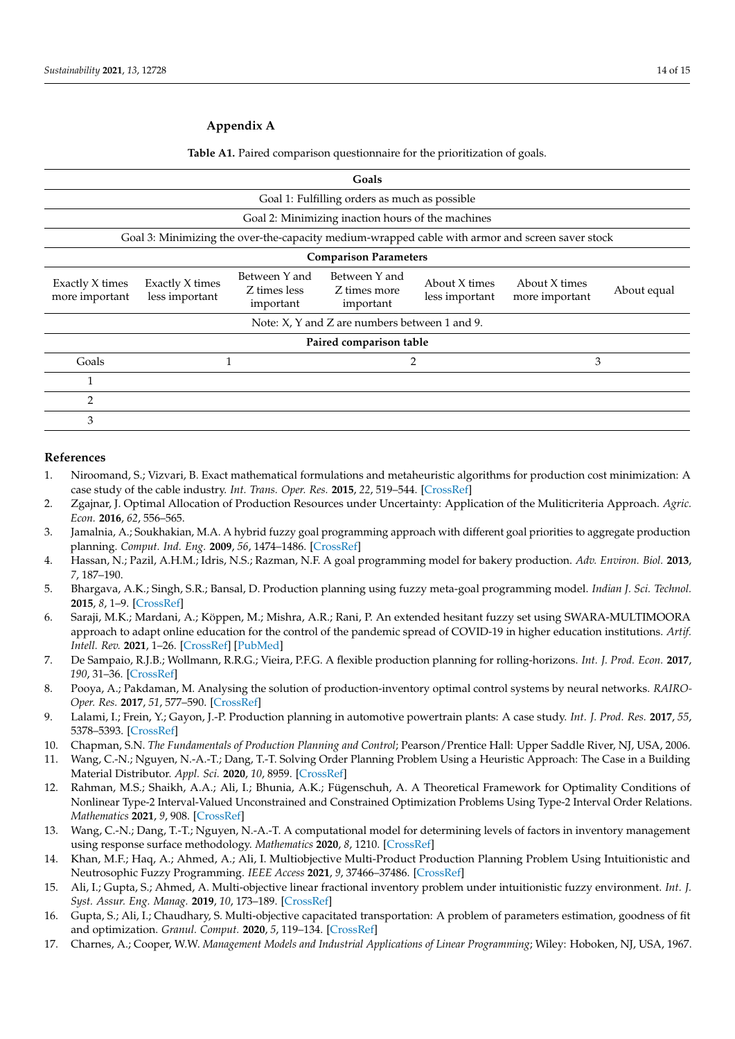## Appendix A

**Table A1.** Paired comparison questionnaire for the prioritization of goals.

| **Goals** | | | | | | |
|---|---|---|---|---|---|---|
| Goal 1: Fulfilling orders as much as possible | | | | | | |
| Goal 2: Minimizing inaction hours of the machines | | | | | | |
| Goal 3: Minimizing the over-the-capacity medium-wrapped cable with armor and screen saver stock | | | | | | |
| **Comparison Parameters** | | | | | | |
| Exactly X times more important | Exactly X times less important | Between Y and Z times less important | Between Y and Z times more important | About X times less important | About X times more important | About equal |
| Note: X, Y and Z are numbers between 1 and 9. | | | | | | |

**Paired comparison table**

| Goals | 1 | 2 | 3 |
|---|---|---|---|
| 1 | | | |
| 2 | | | |
| 3 | | | |

## References

1. Niroomand, S.; Vizvari, B. Exact mathematical formulations and metaheuristic algorithms for production cost minimization: A case study of the cable industry. *Int. Trans. Oper. Res.* **2015**, *22*, 519–544. [CrossRef]
2. Zgajnar, J. Optimal Allocation of Production Resources under Uncertainty: Application of the Muliticriteria Approach. *Agric. Econ.* **2016**, *62*, 556–565.
3. Jamalnia, A.; Soukhakian, M.A. A hybrid fuzzy goal programming approach with different goal priorities to aggregate production planning. *Comput. Ind. Eng.* **2009**, *56*, 1474–1486. [CrossRef]
4. Hassan, N.; Pazil, A.H.M.; Idris, N.S.; Razman, N.F. A goal programming model for bakery production. *Adv. Environ. Biol.* **2013**, *7*, 187–190.
5. Bhargava, A.K.; Singh, S.R.; Bansal, D. Production planning using fuzzy meta-goal programming model. *Indian J. Sci. Technol.* **2015**, *8*, 1–9. [CrossRef]
6. Saraji, M.K.; Mardani, A.; Köppen, M.; Mishra, A.R.; Rani, P. An extended hesitant fuzzy set using SWARA-MULTIMOORA approach to adapt online education for the control of the pandemic spread of COVID-19 in higher education institutions. *Artif. Intell. Rev.* **2021**, 1–26. [CrossRef] [PubMed]
7. De Sampaio, R.J.B.; Wollmann, R.R.G.; Vieira, P.F.G. A flexible production planning for rolling-horizons. *Int. J. Prod. Econ.* **2017**, *190*, 31–36. [CrossRef]
8. Pooya, A.; Pakdaman, M. Analysing the solution of production-inventory optimal control systems by neural networks. *RAIRO-Oper. Res.* **2017**, *51*, 577–590. [CrossRef]
9. Lalami, I.; Frein, Y.; Gayon, J.-P. Production planning in automotive powertrain plants: A case study. *Int. J. Prod. Res.* **2017**, *55*, 5378–5393. [CrossRef]
10. Chapman, S.N. *The Fundamentals of Production Planning and Control*; Pearson/Prentice Hall: Upper Saddle River, NJ, USA, 2006.
11. Wang, C.-N.; Nguyen, N.-A.-T.; Dang, T.-T. Solving Order Planning Problem Using a Heuristic Approach: The Case in a Building Material Distributor. *Appl. Sci.* **2020**, *10*, 8959. [CrossRef]
12. Rahman, M.S.; Shaikh, A.A.; Ali, I.; Bhunia, A.K.; Fügenschuh, A. A Theoretical Framework for Optimality Conditions of Nonlinear Type-2 Interval-Valued Unconstrained and Constrained Optimization Problems Using Type-2 Interval Order Relations. *Mathematics* **2021**, *9*, 908. [CrossRef]
13. Wang, C.-N.; Dang, T.-T.; Nguyen, N.-A.-T. A computational model for determining levels of factors in inventory management using response surface methodology. *Mathematics* **2020**, *8*, 1210. [CrossRef]
14. Khan, M.F.; Haq, A.; Ahmed, A.; Ali, I. Multiobjective Multi-Product Production Planning Problem Using Intuitionistic and Neutrosophic Fuzzy Programming. *IEEE Access* **2021**, *9*, 37466–37486. [CrossRef]
15. Ali, I.; Gupta, S.; Ahmed, A. Multi-objective linear fractional inventory problem under intuitionistic fuzzy environment. *Int. J. Syst. Assur. Eng. Manag.* **2019**, *10*, 173–189. [CrossRef]
16. Gupta, S.; Ali, I.; Chaudhary, S. Multi-objective capacitated transportation: A problem of parameters estimation, goodness of fit and optimization. *Granul. Comput.* **2020**, *5*, 119–134. [CrossRef]
17. Charnes, A.; Cooper, W.W. *Management Models and Industrial Applications of Linear Programming*; Wiley: Hoboken, NJ, USA, 1967.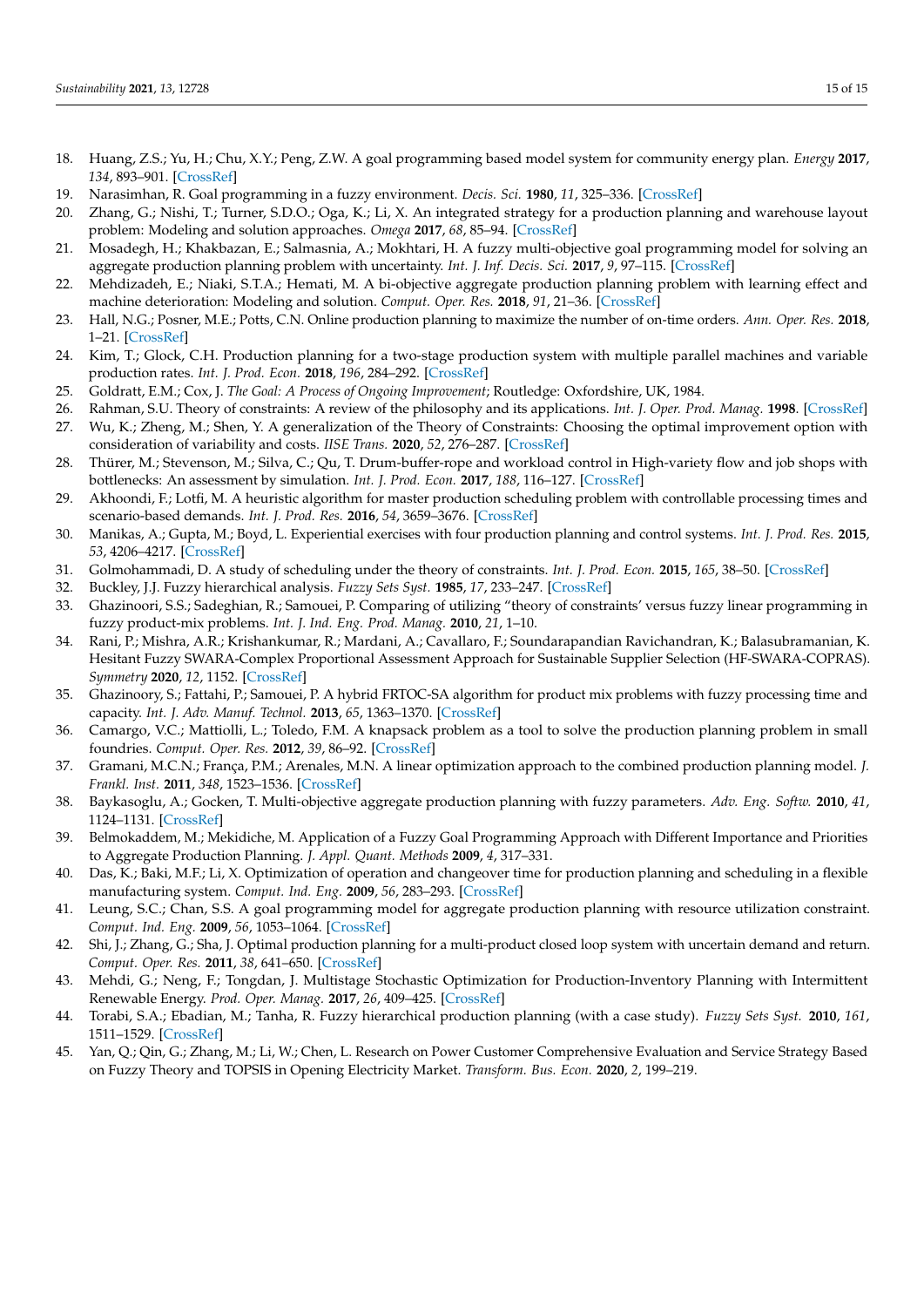18. Huang, Z.S.; Yu, H.; Chu, X.Y.; Peng, Z.W. A goal programming based model system for community energy plan. *Energy* **2017**, *134*, 893–901. [CrossRef]
19. Narasimhan, R. Goal programming in a fuzzy environment. *Decis. Sci.* **1980**, *11*, 325–336. [CrossRef]
20. Zhang, G.; Nishi, T.; Turner, S.D.O.; Oga, K.; Li, X. An integrated strategy for a production planning and warehouse layout problem: Modeling and solution approaches. *Omega* **2017**, *68*, 85–94. [CrossRef]
21. Mosadegh, H.; Khakbazan, E.; Salmasnia, A.; Mokhtari, H. A fuzzy multi-objective goal programming model for solving an aggregate production planning problem with uncertainty. *Int. J. Inf. Decis. Sci.* **2017**, *9*, 97–115. [CrossRef]
22. Mehdizadeh, E.; Niaki, S.T.A.; Hemati, M. A bi-objective aggregate production planning problem with learning effect and machine deterioration: Modeling and solution. *Comput. Oper. Res.* **2018**, *91*, 21–36. [CrossRef]
23. Hall, N.G.; Posner, M.E.; Potts, C.N. Online production planning to maximize the number of on-time orders. *Ann. Oper. Res.* **2018**, 1–21. [CrossRef]
24. Kim, T.; Glock, C.H. Production planning for a two-stage production system with multiple parallel machines and variable production rates. *Int. J. Prod. Econ.* **2018**, *196*, 284–292. [CrossRef]
25. Goldratt, E.M.; Cox, J. *The Goal: A Process of Ongoing Improvement*; Routledge: Oxfordshire, UK, 1984.
26. Rahman, S.U. Theory of constraints: A review of the philosophy and its applications. *Int. J. Oper. Prod. Manag.* **1998**. [CrossRef]
27. Wu, K.; Zheng, M.; Shen, Y. A generalization of the Theory of Constraints: Choosing the optimal improvement option with consideration of variability and costs. *IISE Trans.* **2020**, *52*, 276–287. [CrossRef]
28. Thürer, M.; Stevenson, M.; Silva, C.; Qu, T. Drum-buffer-rope and workload control in High-variety flow and job shops with bottlenecks: An assessment by simulation. *Int. J. Prod. Econ.* **2017**, *188*, 116–127. [CrossRef]
29. Akhoondi, F.; Lotfi, M. A heuristic algorithm for master production scheduling problem with controllable processing times and scenario-based demands. *Int. J. Prod. Res.* **2016**, *54*, 3659–3676. [CrossRef]
30. Manikas, A.; Gupta, M.; Boyd, L. Experiential exercises with four production planning and control systems. *Int. J. Prod. Res.* **2015**, *53*, 4206–4217. [CrossRef]
31. Golmohammadi, D. A study of scheduling under the theory of constraints. *Int. J. Prod. Econ.* **2015**, *165*, 38–50. [CrossRef]
32. Buckley, J.J. Fuzzy hierarchical analysis. *Fuzzy Sets Syst.* **1985**, *17*, 233–247. [CrossRef]
33. Ghazinoori, S.S.; Sadeghian, R.; Samouei, P. Comparing of utilizing "theory of constraints' versus fuzzy linear programming in fuzzy product-mix problems. *Int. J. Ind. Eng. Prod. Manag.* **2010**, *21*, 1–10.
34. Rani, P.; Mishra, A.R.; Krishankumar, R.; Mardani, A.; Cavallaro, F.; Soundarapandian Ravichandran, K.; Balasubramanian, K. Hesitant Fuzzy SWARA-Complex Proportional Assessment Approach for Sustainable Supplier Selection (HF-SWARA-COPRAS). *Symmetry* **2020**, *12*, 1152. [CrossRef]
35. Ghazinoory, S.; Fattahi, P.; Samouei, P. A hybrid FRTOC-SA algorithm for product mix problems with fuzzy processing time and capacity. *Int. J. Adv. Manuf. Technol.* **2013**, *65*, 1363–1370. [CrossRef]
36. Camargo, V.C.; Mattiolli, L.; Toledo, F.M. A knapsack problem as a tool to solve the production planning problem in small foundries. *Comput. Oper. Res.* **2012**, *39*, 86–92. [CrossRef]
37. Gramani, M.C.N.; França, P.M.; Arenales, M.N. A linear optimization approach to the combined production planning model. *J. Frankl. Inst.* **2011**, *348*, 1523–1536. [CrossRef]
38. Baykasoglu, A.; Gocken, T. Multi-objective aggregate production planning with fuzzy parameters. *Adv. Eng. Softw.* **2010**, *41*, 1124–1131. [CrossRef]
39. Belmokaddem, M.; Mekidiche, M. Application of a Fuzzy Goal Programming Approach with Different Importance and Priorities to Aggregate Production Planning. *J. Appl. Quant. Methods* **2009**, *4*, 317–331.
40. Das, K.; Baki, M.F.; Li, X. Optimization of operation and changeover time for production planning and scheduling in a flexible manufacturing system. *Comput. Ind. Eng.* **2009**, *56*, 283–293. [CrossRef]
41. Leung, S.C.; Chan, S.S. A goal programming model for aggregate production planning with resource utilization constraint. *Comput. Ind. Eng.* **2009**, *56*, 1053–1064. [CrossRef]
42. Shi, J.; Zhang, G.; Sha, J. Optimal production planning for a multi-product closed loop system with uncertain demand and return. *Comput. Oper. Res.* **2011**, *38*, 641–650. [CrossRef]
43. Mehdi, G.; Neng, F.; Tongdan, J. Multistage Stochastic Optimization for Production-Inventory Planning with Intermittent Renewable Energy. *Prod. Oper. Manag.* **2017**, *26*, 409–425. [CrossRef]
44. Torabi, S.A.; Ebadian, M.; Tanha, R. Fuzzy hierarchical production planning (with a case study). *Fuzzy Sets Syst.* **2010**, *161*, 1511–1529. [CrossRef]
45. Yan, Q.; Qin, G.; Zhang, M.; Li, W.; Chen, L. Research on Power Customer Comprehensive Evaluation and Service Strategy Based on Fuzzy Theory and TOPSIS in Opening Electricity Market. *Transform. Bus. Econ.* **2020**, *2*, 199–219.